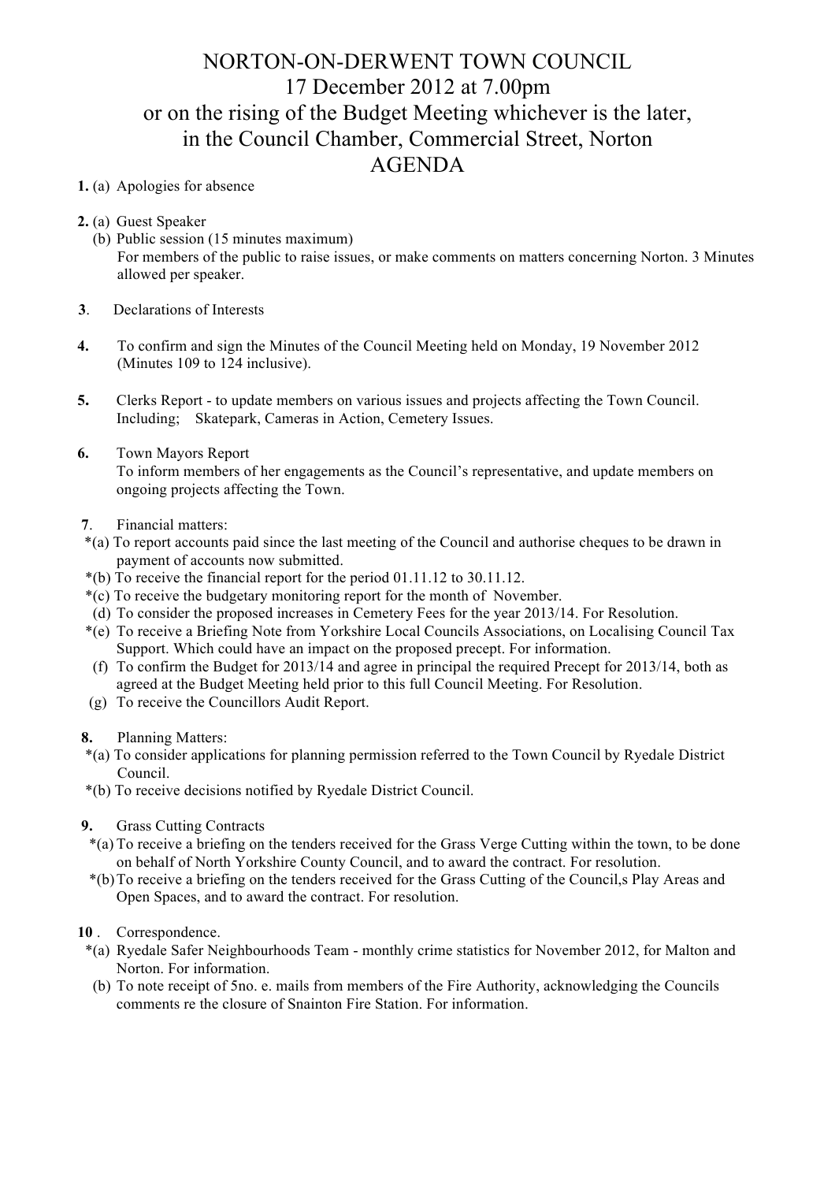# NORTON-ON-DERWENT TOWN COUNCIL
## 17 December 2012 at 7.00pm
## or on the rising of the Budget Meeting whichever is the later,
## in the Council Chamber, Commercial Street, Norton
## AGENDA

**1.** (a) Apologies for absence

**2.** (a) Guest Speaker

(b) Public session (15 minutes maximum)
For members of the public to raise issues, or make comments on matters concerning Norton. 3 Minutes allowed per speaker.

**3**. Declarations of Interests

**4.** To confirm and sign the Minutes of the Council Meeting held on Monday, 19 November 2012 (Minutes 109 to 124 inclusive).

**5.** Clerks Report - to update members on various issues and projects affecting the Town Council. Including; Skatepark, Cameras in Action, Cemetery Issues.

**6.** Town Mayors Report
To inform members of her engagements as the Council's representative, and update members on ongoing projects affecting the Town.

**7**. Financial matters:

*(a) To report accounts paid since the last meeting of the Council and authorise cheques to be drawn in payment of accounts now submitted.

*(b) To receive the financial report for the period 01.11.12 to 30.11.12.

*(c) To receive the budgetary monitoring report for the month of November.

(d) To consider the proposed increases in Cemetery Fees for the year 2013/14. For Resolution.

*(e) To receive a Briefing Note from Yorkshire Local Councils Associations, on Localising Council Tax Support. Which could have an impact on the proposed precept. For information.

(f) To confirm the Budget for 2013/14 and agree in principal the required Precept for 2013/14, both as agreed at the Budget Meeting held prior to this full Council Meeting. For Resolution.

(g) To receive the Councillors Audit Report.

**8.** Planning Matters:

*(a) To consider applications for planning permission referred to the Town Council by Ryedale District Council.

*(b) To receive decisions notified by Ryedale District Council.

**9.** Grass Cutting Contracts

*(a) To receive a briefing on the tenders received for the Grass Verge Cutting within the town, to be done on behalf of North Yorkshire County Council, and to award the contract. For resolution.

*(b) To receive a briefing on the tenders received for the Grass Cutting of the Council,s Play Areas and Open Spaces, and to award the contract. For resolution.

**10** . Correspondence.

*(a) Ryedale Safer Neighbourhoods Team - monthly crime statistics for November 2012, for Malton and Norton. For information.

(b) To note receipt of 5no. e. mails from members of the Fire Authority, acknowledging the Councils comments re the closure of Snainton Fire Station. For information.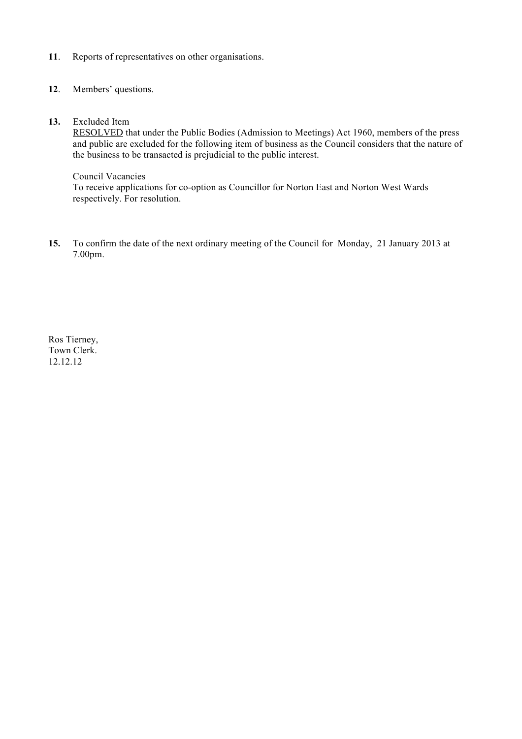**11**. Reports of representatives on other organisations.

**12**. Members' questions.

**13.** Excluded Item
<u>RESOLVED</u> that under the Public Bodies (Admission to Meetings) Act 1960, members of the press and public are excluded for the following item of business as the Council considers that the nature of the business to be transacted is prejudicial to the public interest.

Council Vacancies
To receive applications for co-option as Councillor for Norton East and Norton West Wards respectively. For resolution.

**15.** To confirm the date of the next ordinary meeting of the Council for Monday, 21 January 2013 at 7.00pm.

Ros Tierney,
Town Clerk.
12.12.12